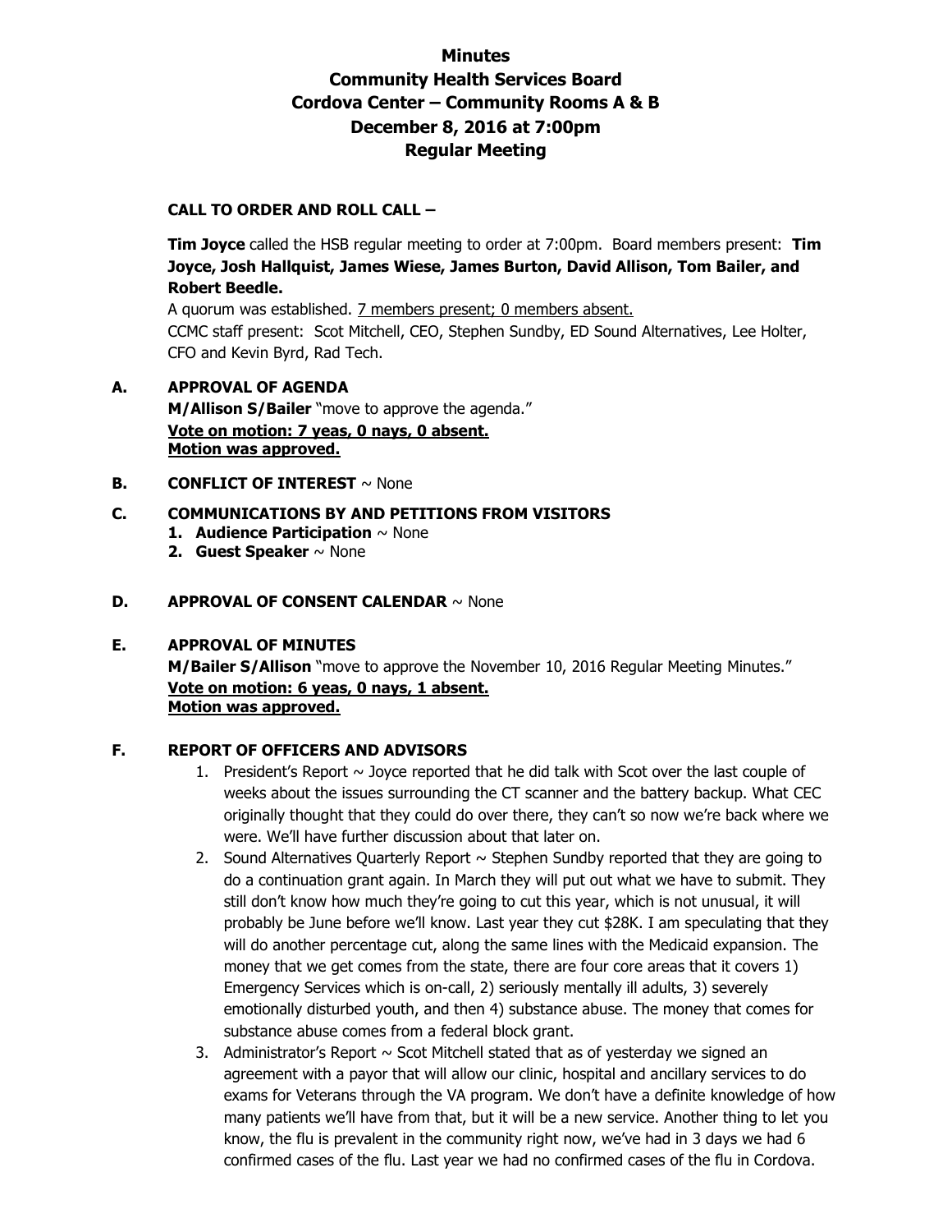# Minutes
# Community Health Services Board
# Cordova Center – Community Rooms A & B
# December 8, 2016 at 7:00pm
# Regular Meeting

**CALL TO ORDER AND ROLL CALL –**

**Tim Joyce** called the HSB regular meeting to order at 7:00pm. Board members present: **Tim Joyce, Josh Hallquist, James Wiese, James Burton, David Allison, Tom Bailer, and Robert Beedle.**

A quorum was established. 7 members present; 0 members absent.

CCMC staff present: Scot Mitchell, CEO, Stephen Sundby, ED Sound Alternatives, Lee Holter, CFO and Kevin Byrd, Rad Tech.

**A. APPROVAL OF AGENDA**

**M/Allison S/Bailer** "move to approve the agenda."

**Vote on motion: 7 yeas, 0 nays, 0 absent.**
**Motion was approved.**

**B. CONFLICT OF INTEREST** ~ None

**C. COMMUNICATIONS BY AND PETITIONS FROM VISITORS**

1. **Audience Participation** ~ None
2. **Guest Speaker** ~ None

**D. APPROVAL OF CONSENT CALENDAR** ~ None

**E. APPROVAL OF MINUTES**

**M/Bailer S/Allison** "move to approve the November 10, 2016 Regular Meeting Minutes."

**Vote on motion: 6 yeas, 0 nays, 1 absent.**
**Motion was approved.**

**F. REPORT OF OFFICERS AND ADVISORS**

1. President's Report ~ Joyce reported that he did talk with Scot over the last couple of weeks about the issues surrounding the CT scanner and the battery backup. What CEC originally thought that they could do over there, they can't so now we're back where we were. We'll have further discussion about that later on.
2. Sound Alternatives Quarterly Report ~ Stephen Sundby reported that they are going to do a continuation grant again. In March they will put out what we have to submit. They still don't know how much they're going to cut this year, which is not unusual, it will probably be June before we'll know. Last year they cut $28K. I am speculating that they will do another percentage cut, along the same lines with the Medicaid expansion. The money that we get comes from the state, there are four core areas that it covers 1) Emergency Services which is on-call, 2) seriously mentally ill adults, 3) severely emotionally disturbed youth, and then 4) substance abuse. The money that comes for substance abuse comes from a federal block grant.
3. Administrator's Report ~ Scot Mitchell stated that as of yesterday we signed an agreement with a payor that will allow our clinic, hospital and ancillary services to do exams for Veterans through the VA program. We don't have a definite knowledge of how many patients we'll have from that, but it will be a new service. Another thing to let you know, the flu is prevalent in the community right now, we've had in 3 days we had 6 confirmed cases of the flu. Last year we had no confirmed cases of the flu in Cordova.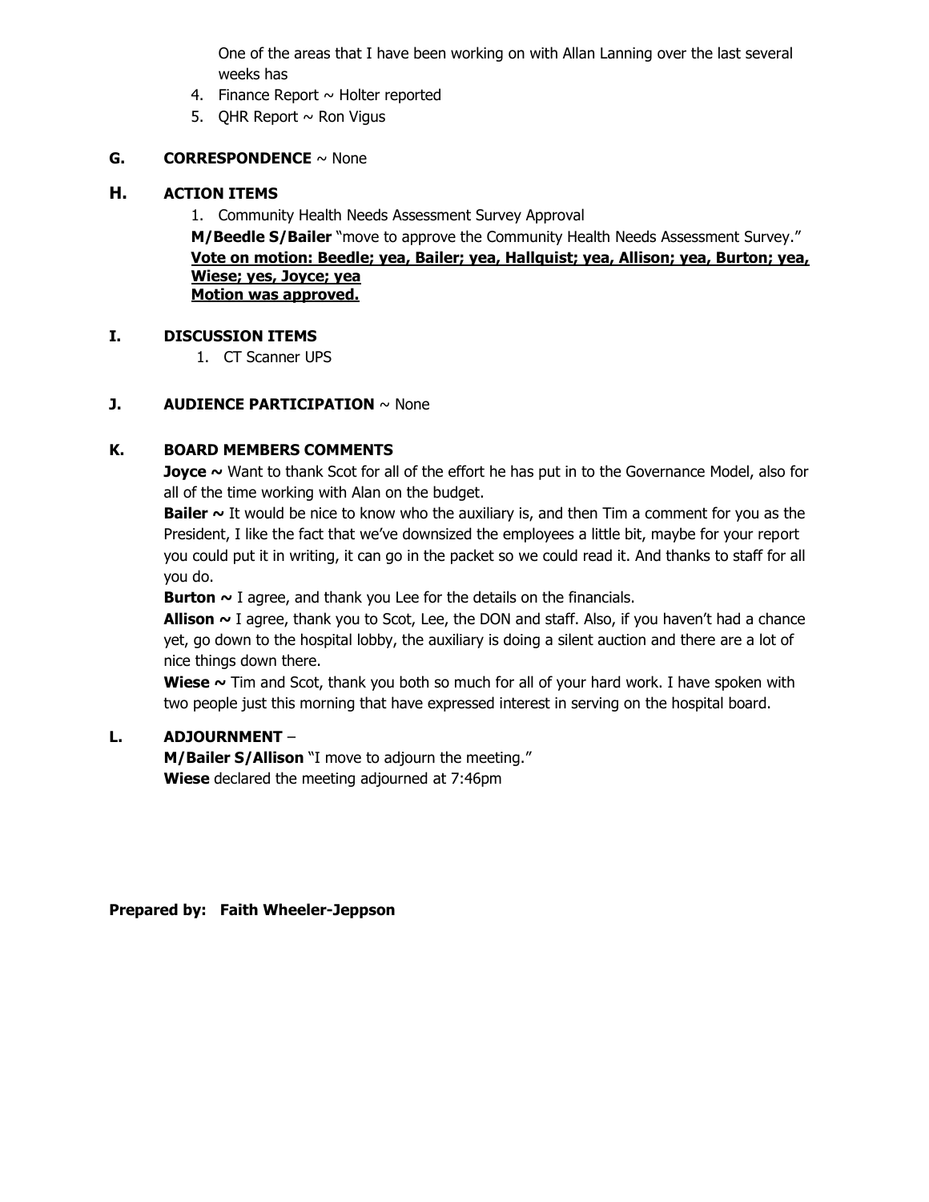One of the areas that I have been working on with Allan Lanning over the last several weeks has

4. Finance Report ~ Holter reported
5. QHR Report ~ Ron Vigus

**G. CORRESPONDENCE** ~ None

**H. ACTION ITEMS**

1. Community Health Needs Assessment Survey Approval

**M/Beedle S/Bailer** "move to approve the Community Health Needs Assessment Survey."
**Vote on motion: Beedle; yea, Bailer; yea, Hallquist; yea, Allison; yea, Burton; yea, Wiese; yes, Joyce; yea**
**Motion was approved.**

**I. DISCUSSION ITEMS**

1. CT Scanner UPS

**J. AUDIENCE PARTICIPATION** ~ None

**K. BOARD MEMBERS COMMENTS**

**Joyce ~** Want to thank Scot for all of the effort he has put in to the Governance Model, also for all of the time working with Alan on the budget.

**Bailer ~** It would be nice to know who the auxiliary is, and then Tim a comment for you as the President, I like the fact that we've downsized the employees a little bit, maybe for your report you could put it in writing, it can go in the packet so we could read it. And thanks to staff for all you do.

**Burton ~** I agree, and thank you Lee for the details on the financials.

**Allison ~** I agree, thank you to Scot, Lee, the DON and staff. Also, if you haven't had a chance yet, go down to the hospital lobby, the auxiliary is doing a silent auction and there are a lot of nice things down there.

**Wiese ~** Tim and Scot, thank you both so much for all of your hard work. I have spoken with two people just this morning that have expressed interest in serving on the hospital board.

**L. ADJOURNMENT** –

**M/Bailer S/Allison** "I move to adjourn the meeting."
**Wiese** declared the meeting adjourned at 7:46pm

**Prepared by: Faith Wheeler-Jeppson**